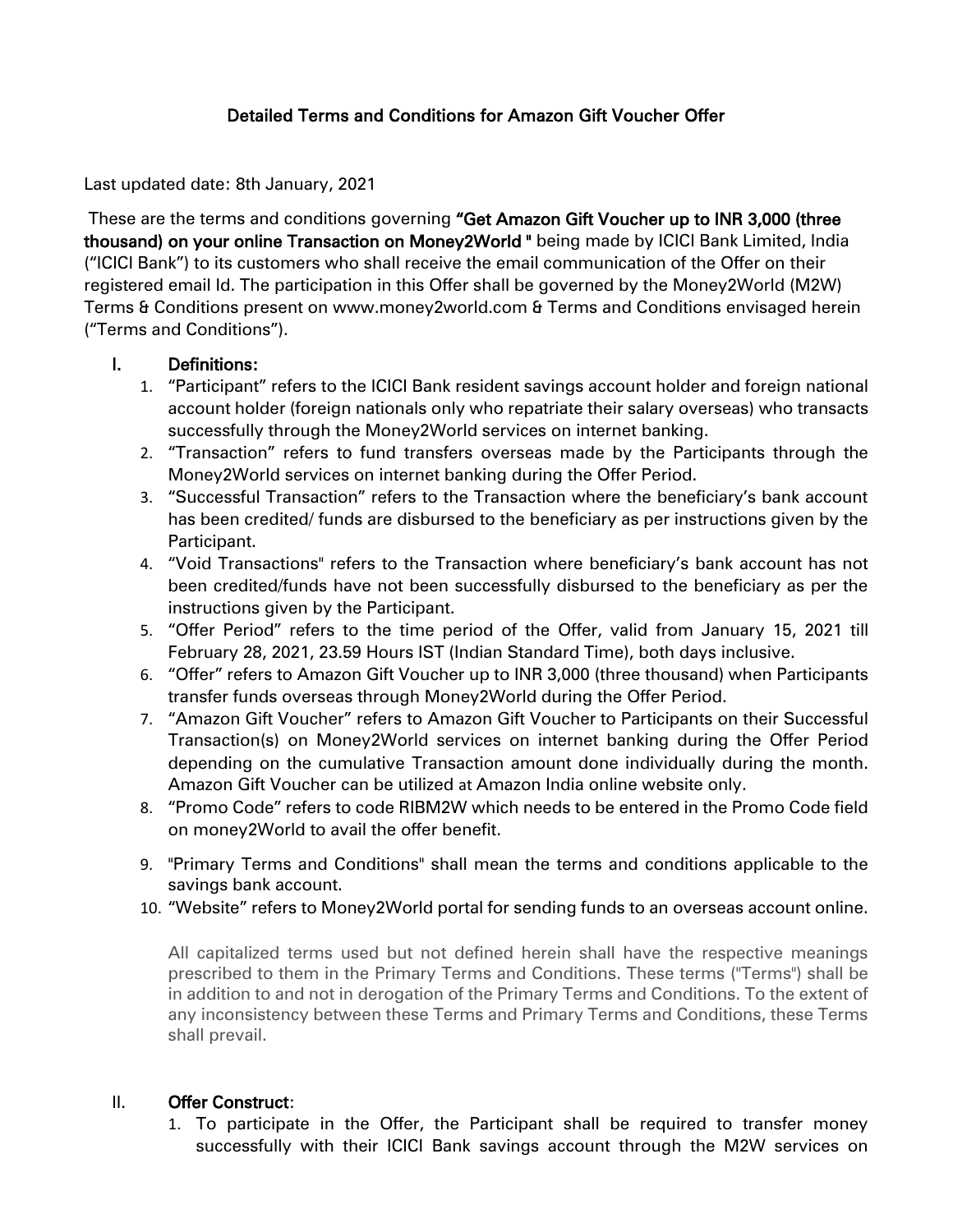# Detailed Terms and Conditions for Amazon Gift Voucher Offer

Last updated date: 8th January, 2021

These are the terms and conditions governing **"Get Amazon Gift Voucher up to INR 3,000 (three thousand) on your online Transaction on Money2World "** being made by ICICI Bank Limited, India ("ICICI Bank") to its customers who shall receive the email communication of the Offer on their registered email Id. The participation in this Offer shall be governed by the Money2World (M2W) Terms & Conditions present on www.money2world.com & Terms and Conditions envisaged herein ("Terms and Conditions").

## I. Definitions:

1. "Participant" refers to the ICICI Bank resident savings account holder and foreign national account holder (foreign nationals only who repatriate their salary overseas) who transacts successfully through the Money2World services on internet banking.
2. "Transaction" refers to fund transfers overseas made by the Participants through the Money2World services on internet banking during the Offer Period.
3. "Successful Transaction" refers to the Transaction where the beneficiary's bank account has been credited/ funds are disbursed to the beneficiary as per instructions given by the Participant.
4. "Void Transactions" refers to the Transaction where beneficiary's bank account has not been credited/funds have not been successfully disbursed to the beneficiary as per the instructions given by the Participant.
5. "Offer Period" refers to the time period of the Offer, valid from January 15, 2021 till February 28, 2021, 23.59 Hours IST (Indian Standard Time), both days inclusive.
6. "Offer" refers to Amazon Gift Voucher up to INR 3,000 (three thousand) when Participants transfer funds overseas through Money2World during the Offer Period.
7. "Amazon Gift Voucher" refers to Amazon Gift Voucher to Participants on their Successful Transaction(s) on Money2World services on internet banking during the Offer Period depending on the cumulative Transaction amount done individually during the month. Amazon Gift Voucher can be utilized at Amazon India online website only.
8. "Promo Code" refers to code RIBM2W which needs to be entered in the Promo Code field on money2World to avail the offer benefit.
9. "Primary Terms and Conditions" shall mean the terms and conditions applicable to the savings bank account.
10. "Website" refers to Money2World portal for sending funds to an overseas account online.

All capitalized terms used but not defined herein shall have the respective meanings prescribed to them in the Primary Terms and Conditions. These terms ("Terms") shall be in addition to and not in derogation of the Primary Terms and Conditions. To the extent of any inconsistency between these Terms and Primary Terms and Conditions, these Terms shall prevail.

## II. Offer Construct:

1. To participate in the Offer, the Participant shall be required to transfer money successfully with their ICICI Bank savings account through the M2W services on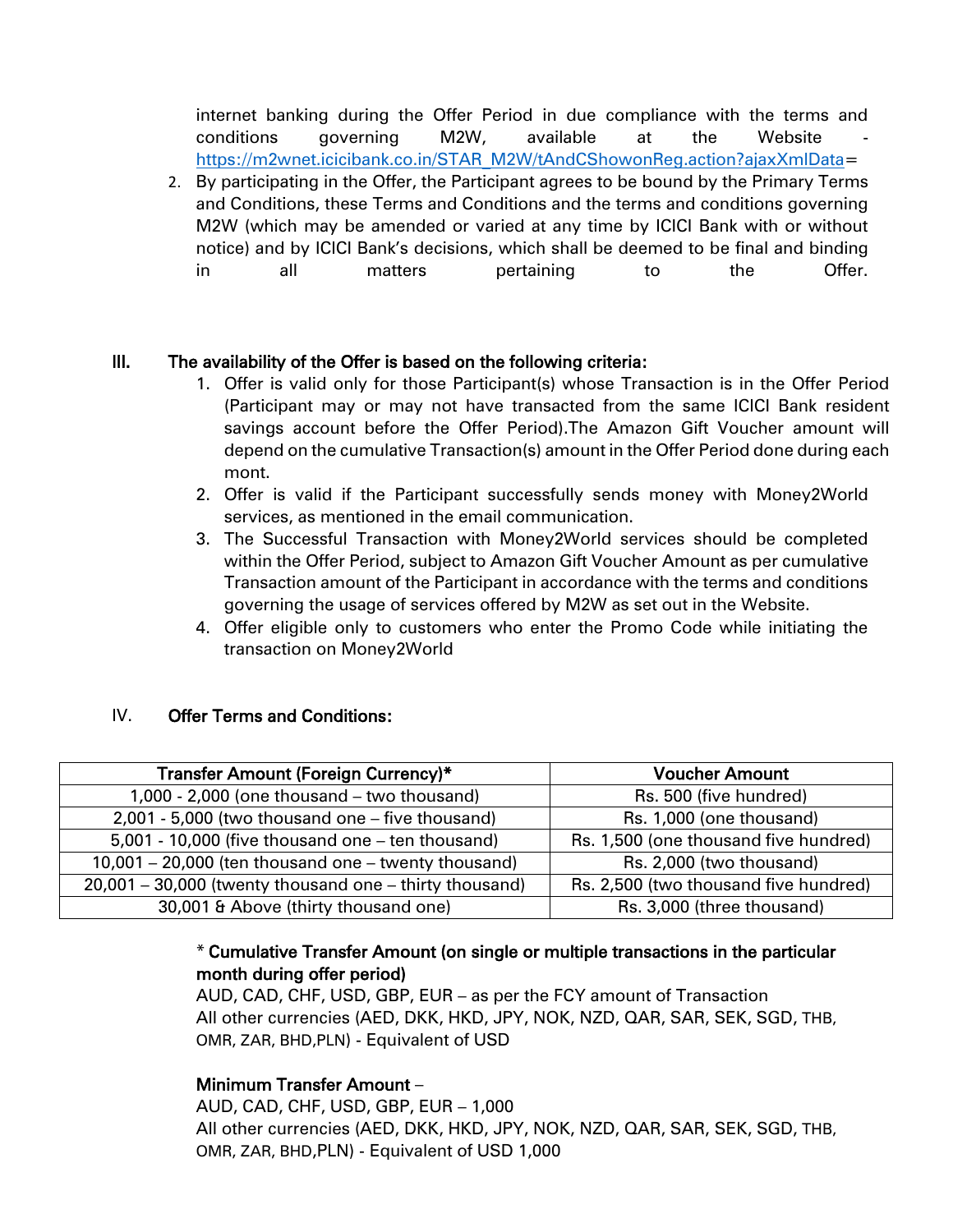internet banking during the Offer Period in due compliance with the terms and conditions governing M2W, available at the Website - https://m2wnet.icicibank.co.in/STAR_M2W/tAndCShowonReg.action?ajaxXmlData=

2. By participating in the Offer, the Participant agrees to be bound by the Primary Terms and Conditions, these Terms and Conditions and the terms and conditions governing M2W (which may be amended or varied at any time by ICICI Bank with or without notice) and by ICICI Bank's decisions, which shall be deemed to be final and binding in all matters pertaining to the Offer.

## III. The availability of the Offer is based on the following criteria:

1. Offer is valid only for those Participant(s) whose Transaction is in the Offer Period (Participant may or may not have transacted from the same ICICI Bank resident savings account before the Offer Period).The Amazon Gift Voucher amount will depend on the cumulative Transaction(s) amount in the Offer Period done during each mont.
2. Offer is valid if the Participant successfully sends money with Money2World services, as mentioned in the email communication.
3. The Successful Transaction with Money2World services should be completed within the Offer Period, subject to Amazon Gift Voucher Amount as per cumulative Transaction amount of the Participant in accordance with the terms and conditions governing the usage of services offered by M2W as set out in the Website.
4. Offer eligible only to customers who enter the Promo Code while initiating the transaction on Money2World

## IV. Offer Terms and Conditions:

| Transfer Amount (Foreign Currency)* | Voucher Amount |
|---|---|
| 1,000 - 2,000 (one thousand – two thousand) | Rs. 500 (five hundred) |
| 2,001 - 5,000 (two thousand one – five thousand) | Rs. 1,000 (one thousand) |
| 5,001 - 10,000 (five thousand one – ten thousand) | Rs. 1,500 (one thousand five hundred) |
| 10,001 – 20,000 (ten thousand one – twenty thousand) | Rs. 2,000 (two thousand) |
| 20,001 – 30,000 (twenty thousand one – thirty thousand) | Rs. 2,500 (two thousand five hundred) |
| 30,001 & Above (thirty thousand one) | Rs. 3,000 (three thousand) |

* **Cumulative Transfer Amount (on single or multiple transactions in the particular month during offer period)**
AUD, CAD, CHF, USD, GBP, EUR – as per the FCY amount of Transaction
All other currencies (AED, DKK, HKD, JPY, NOK, NZD, QAR, SAR, SEK, SGD, THB, OMR, ZAR, BHD,PLN) - Equivalent of USD

**Minimum Transfer Amount** –
AUD, CAD, CHF, USD, GBP, EUR – 1,000
All other currencies (AED, DKK, HKD, JPY, NOK, NZD, QAR, SAR, SEK, SGD, THB, OMR, ZAR, BHD,PLN) - Equivalent of USD 1,000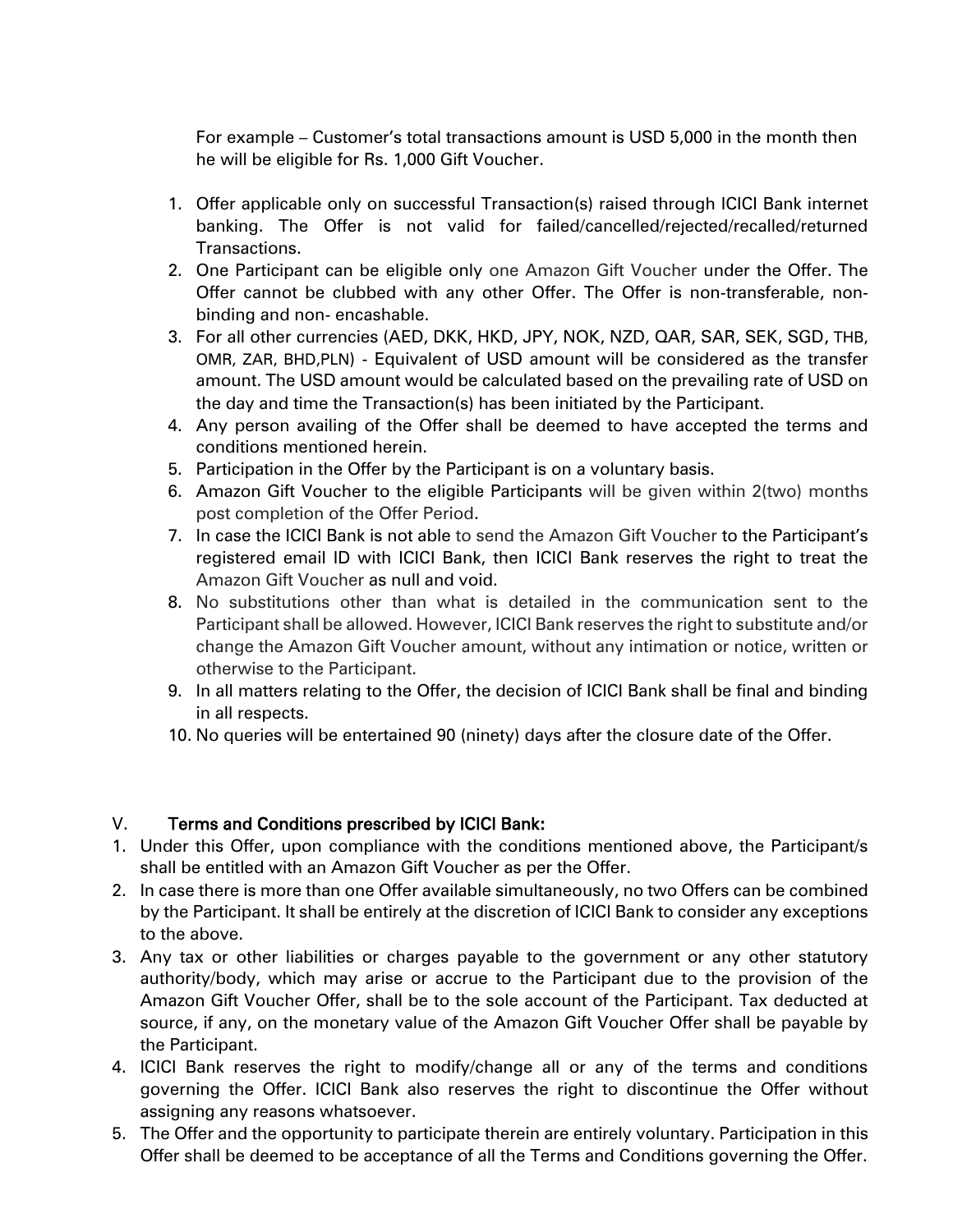For example – Customer's total transactions amount is USD 5,000 in the month then he will be eligible for Rs. 1,000 Gift Voucher.

1. Offer applicable only on successful Transaction(s) raised through ICICI Bank internet banking. The Offer is not valid for failed/cancelled/rejected/recalled/returned Transactions.
2. One Participant can be eligible only one Amazon Gift Voucher under the Offer. The Offer cannot be clubbed with any other Offer. The Offer is non-transferable, non-binding and non- encashable.
3. For all other currencies (AED, DKK, HKD, JPY, NOK, NZD, QAR, SAR, SEK, SGD, THB, OMR, ZAR, BHD,PLN) - Equivalent of USD amount will be considered as the transfer amount. The USD amount would be calculated based on the prevailing rate of USD on the day and time the Transaction(s) has been initiated by the Participant.
4. Any person availing of the Offer shall be deemed to have accepted the terms and conditions mentioned herein.
5. Participation in the Offer by the Participant is on a voluntary basis.
6. Amazon Gift Voucher to the eligible Participants will be given within 2(two) months post completion of the Offer Period.
7. In case the ICICI Bank is not able to send the Amazon Gift Voucher to the Participant's registered email ID with ICICI Bank, then ICICI Bank reserves the right to treat the Amazon Gift Voucher as null and void.
8. No substitutions other than what is detailed in the communication sent to the Participant shall be allowed. However, ICICI Bank reserves the right to substitute and/or change the Amazon Gift Voucher amount, without any intimation or notice, written or otherwise to the Participant.
9. In all matters relating to the Offer, the decision of ICICI Bank shall be final and binding in all respects.
10. No queries will be entertained 90 (ninety) days after the closure date of the Offer.

## V. Terms and Conditions prescribed by ICICI Bank:

1. Under this Offer, upon compliance with the conditions mentioned above, the Participant/s shall be entitled with an Amazon Gift Voucher as per the Offer.
2. In case there is more than one Offer available simultaneously, no two Offers can be combined by the Participant. It shall be entirely at the discretion of ICICI Bank to consider any exceptions to the above.
3. Any tax or other liabilities or charges payable to the government or any other statutory authority/body, which may arise or accrue to the Participant due to the provision of the Amazon Gift Voucher Offer, shall be to the sole account of the Participant. Tax deducted at source, if any, on the monetary value of the Amazon Gift Voucher Offer shall be payable by the Participant.
4. ICICI Bank reserves the right to modify/change all or any of the terms and conditions governing the Offer. ICICI Bank also reserves the right to discontinue the Offer without assigning any reasons whatsoever.
5. The Offer and the opportunity to participate therein are entirely voluntary. Participation in this Offer shall be deemed to be acceptance of all the Terms and Conditions governing the Offer.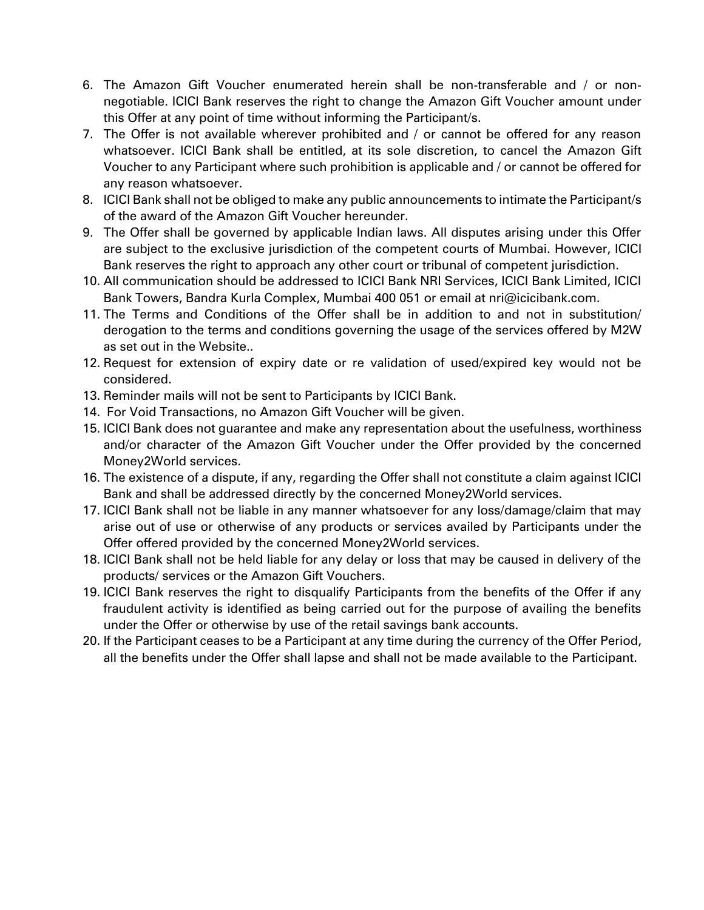6. The Amazon Gift Voucher enumerated herein shall be non-transferable and / or non-negotiable. ICICI Bank reserves the right to change the Amazon Gift Voucher amount under this Offer at any point of time without informing the Participant/s.
7. The Offer is not available wherever prohibited and / or cannot be offered for any reason whatsoever. ICICI Bank shall be entitled, at its sole discretion, to cancel the Amazon Gift Voucher to any Participant where such prohibition is applicable and / or cannot be offered for any reason whatsoever.
8. ICICI Bank shall not be obliged to make any public announcements to intimate the Participant/s of the award of the Amazon Gift Voucher hereunder.
9. The Offer shall be governed by applicable Indian laws. All disputes arising under this Offer are subject to the exclusive jurisdiction of the competent courts of Mumbai. However, ICICI Bank reserves the right to approach any other court or tribunal of competent jurisdiction.
10. All communication should be addressed to ICICI Bank NRI Services, ICICI Bank Limited, ICICI Bank Towers, Bandra Kurla Complex, Mumbai 400 051 or email at nri@icicibank.com.
11. The Terms and Conditions of the Offer shall be in addition to and not in substitution/ derogation to the terms and conditions governing the usage of the services offered by M2W as set out in the Website..
12. Request for extension of expiry date or re validation of used/expired key would not be considered.
13. Reminder mails will not be sent to Participants by ICICI Bank.
14. For Void Transactions, no Amazon Gift Voucher will be given.
15. ICICI Bank does not guarantee and make any representation about the usefulness, worthiness and/or character of the Amazon Gift Voucher under the Offer provided by the concerned Money2World services.
16. The existence of a dispute, if any, regarding the Offer shall not constitute a claim against ICICI Bank and shall be addressed directly by the concerned Money2World services.
17. ICICI Bank shall not be liable in any manner whatsoever for any loss/damage/claim that may arise out of use or otherwise of any products or services availed by Participants under the Offer offered provided by the concerned Money2World services.
18. ICICI Bank shall not be held liable for any delay or loss that may be caused in delivery of the products/ services or the Amazon Gift Vouchers.
19. ICICI Bank reserves the right to disqualify Participants from the benefits of the Offer if any fraudulent activity is identified as being carried out for the purpose of availing the benefits under the Offer or otherwise by use of the retail savings bank accounts.
20. If the Participant ceases to be a Participant at any time during the currency of the Offer Period, all the benefits under the Offer shall lapse and shall not be made available to the Participant.